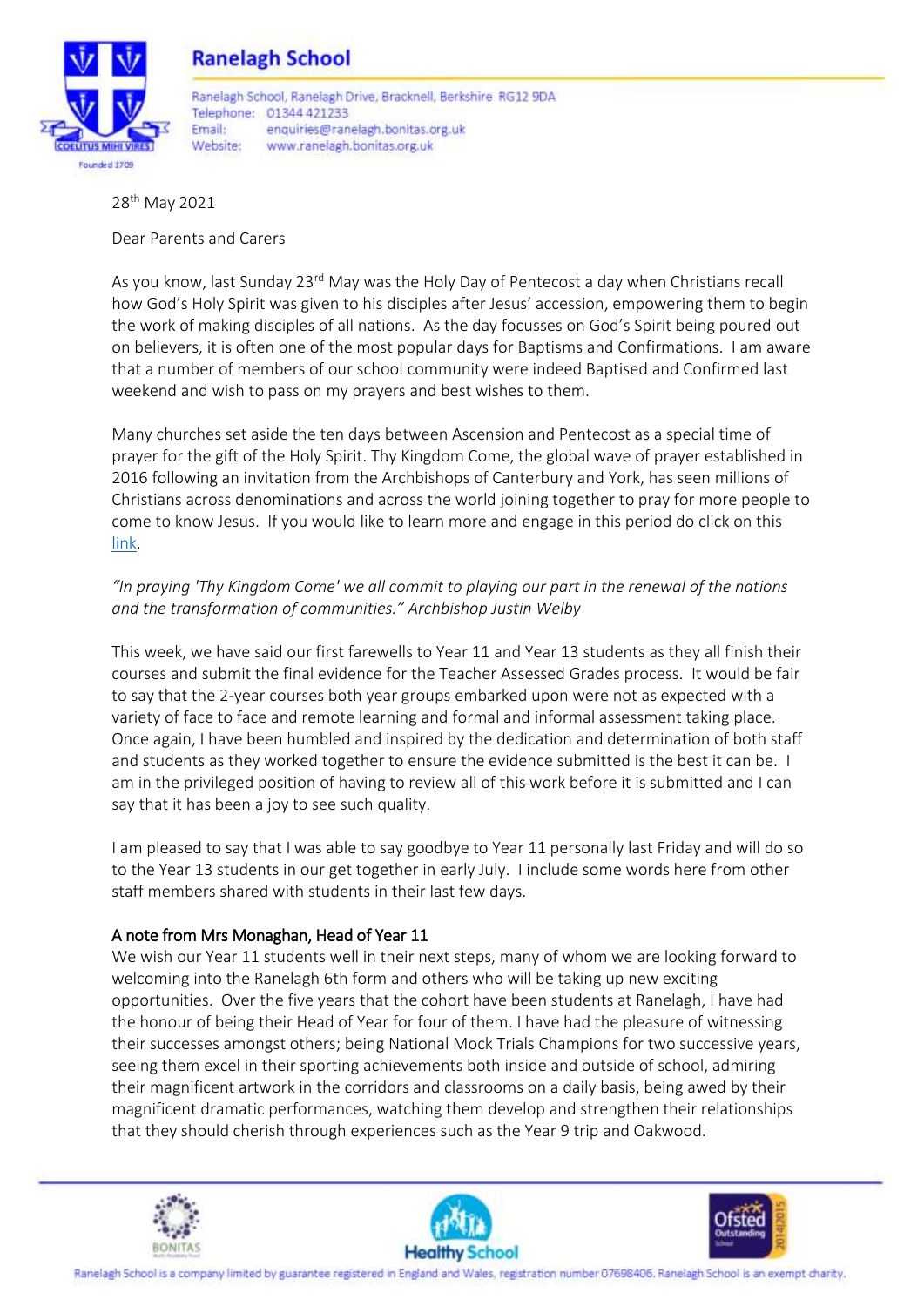# Ranelagh School

Ranelagh School, Ranelagh Drive, Bracknell, Berkshire RG12 9DA
Telephone: 01344 421233
Email: enquiries@ranelagh.bonitas.org.uk
Website: www.ranelagh.bonitas.org.uk

28th May 2021

Dear Parents and Carers

As you know, last Sunday 23rd May was the Holy Day of Pentecost a day when Christians recall how God's Holy Spirit was given to his disciples after Jesus' accession, empowering them to begin the work of making disciples of all nations. As the day focusses on God's Spirit being poured out on believers, it is often one of the most popular days for Baptisms and Confirmations. I am aware that a number of members of our school community were indeed Baptised and Confirmed last weekend and wish to pass on my prayers and best wishes to them.

Many churches set aside the ten days between Ascension and Pentecost as a special time of prayer for the gift of the Holy Spirit. Thy Kingdom Come, the global wave of prayer established in 2016 following an invitation from the Archbishops of Canterbury and York, has seen millions of Christians across denominations and across the world joining together to pray for more people to come to know Jesus. If you would like to learn more and engage in this period do click on this link.

*"In praying 'Thy Kingdom Come' we all commit to playing our part in the renewal of the nations and the transformation of communities." Archbishop Justin Welby*

This week, we have said our first farewells to Year 11 and Year 13 students as they all finish their courses and submit the final evidence for the Teacher Assessed Grades process. It would be fair to say that the 2-year courses both year groups embarked upon were not as expected with a variety of face to face and remote learning and formal and informal assessment taking place. Once again, I have been humbled and inspired by the dedication and determination of both staff and students as they worked together to ensure the evidence submitted is the best it can be. I am in the privileged position of having to review all of this work before it is submitted and I can say that it has been a joy to see such quality.

I am pleased to say that I was able to say goodbye to Year 11 personally last Friday and will do so to the Year 13 students in our get together in early July. I include some words here from other staff members shared with students in their last few days.

## A note from Mrs Monaghan, Head of Year 11

We wish our Year 11 students well in their next steps, many of whom we are looking forward to welcoming into the Ranelagh 6th form and others who will be taking up new exciting opportunities. Over the five years that the cohort have been students at Ranelagh, I have had the honour of being their Head of Year for four of them. I have had the pleasure of witnessing their successes amongst others; being National Mock Trials Champions for two successive years, seeing them excel in their sporting achievements both inside and outside of school, admiring their magnificent artwork in the corridors and classrooms on a daily basis, being awed by their magnificent dramatic performances, watching them develop and strengthen their relationships that they should cherish through experiences such as the Year 9 trip and Oakwood.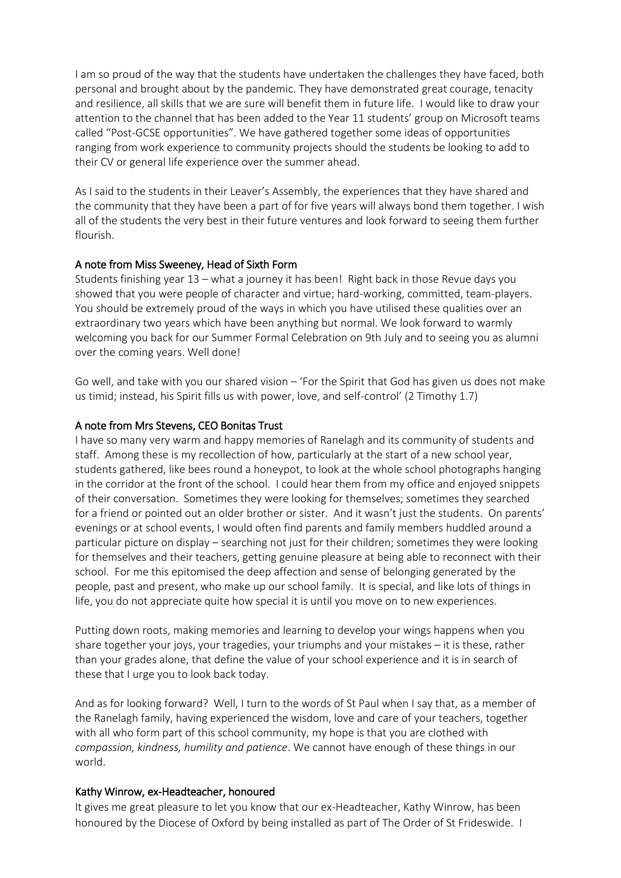I am so proud of the way that the students have undertaken the challenges they have faced, both personal and brought about by the pandemic. They have demonstrated great courage, tenacity and resilience, all skills that we are sure will benefit them in future life. I would like to draw your attention to the channel that has been added to the Year 11 students' group on Microsoft teams called "Post-GCSE opportunities". We have gathered together some ideas of opportunities ranging from work experience to community projects should the students be looking to add to their CV or general life experience over the summer ahead.

As I said to the students in their Leaver's Assembly, the experiences that they have shared and the community that they have been a part of for five years will always bond them together. I wish all of the students the very best in their future ventures and look forward to seeing them further flourish.

## A note from Miss Sweeney, Head of Sixth Form

Students finishing year 13 – what a journey it has been! Right back in those Revue days you showed that you were people of character and virtue; hard-working, committed, team-players. You should be extremely proud of the ways in which you have utilised these qualities over an extraordinary two years which have been anything but normal. We look forward to warmly welcoming you back for our Summer Formal Celebration on 9th July and to seeing you as alumni over the coming years. Well done!

Go well, and take with you our shared vision – 'For the Spirit that God has given us does not make us timid; instead, his Spirit fills us with power, love, and self-control' (2 Timothy 1.7)

## A note from Mrs Stevens, CEO Bonitas Trust

I have so many very warm and happy memories of Ranelagh and its community of students and staff. Among these is my recollection of how, particularly at the start of a new school year, students gathered, like bees round a honeypot, to look at the whole school photographs hanging in the corridor at the front of the school. I could hear them from my office and enjoyed snippets of their conversation. Sometimes they were looking for themselves; sometimes they searched for a friend or pointed out an older brother or sister. And it wasn't just the students. On parents' evenings or at school events, I would often find parents and family members huddled around a particular picture on display – searching not just for their children; sometimes they were looking for themselves and their teachers, getting genuine pleasure at being able to reconnect with their school. For me this epitomised the deep affection and sense of belonging generated by the people, past and present, who make up our school family. It is special, and like lots of things in life, you do not appreciate quite how special it is until you move on to new experiences.

Putting down roots, making memories and learning to develop your wings happens when you share together your joys, your tragedies, your triumphs and your mistakes – it is these, rather than your grades alone, that define the value of your school experience and it is in search of these that I urge you to look back today.

And as for looking forward? Well, I turn to the words of St Paul when I say that, as a member of the Ranelagh family, having experienced the wisdom, love and care of your teachers, together with all who form part of this school community, my hope is that you are clothed with *compassion, kindness, humility and patience*. We cannot have enough of these things in our world.

## Kathy Winrow, ex-Headteacher, honoured

It gives me great pleasure to let you know that our ex-Headteacher, Kathy Winrow, has been honoured by the Diocese of Oxford by being installed as part of The Order of St Frideswide. I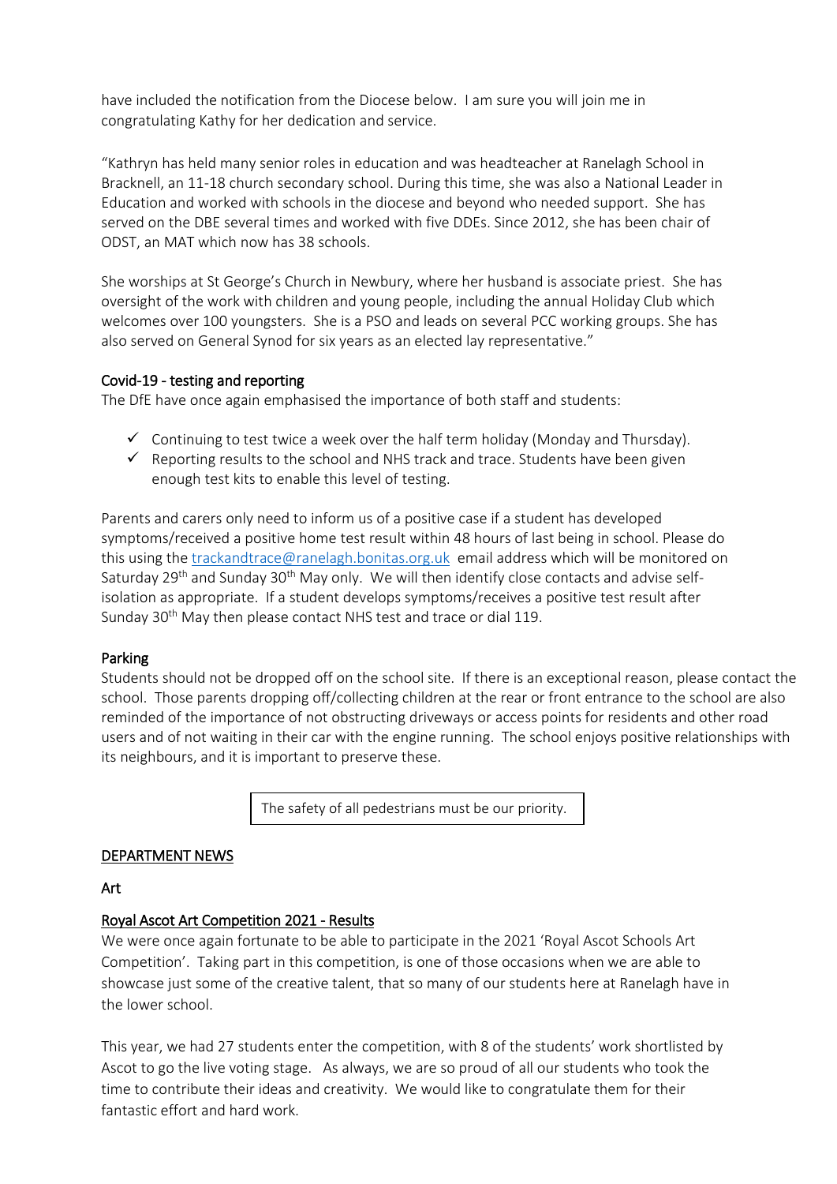have included the notification from the Diocese below. I am sure you will join me in congratulating Kathy for her dedication and service.

"Kathryn has held many senior roles in education and was headteacher at Ranelagh School in Bracknell, an 11-18 church secondary school. During this time, she was also a National Leader in Education and worked with schools in the diocese and beyond who needed support. She has served on the DBE several times and worked with five DDEs. Since 2012, she has been chair of ODST, an MAT which now has 38 schools.

She worships at St George's Church in Newbury, where her husband is associate priest. She has oversight of the work with children and young people, including the annual Holiday Club which welcomes over 100 youngsters. She is a PSO and leads on several PCC working groups. She has also served on General Synod for six years as an elected lay representative."

#### Covid-19 - testing and reporting

The DfE have once again emphasised the importance of both staff and students:

- ✓ Continuing to test twice a week over the half term holiday (Monday and Thursday).
- ✓ Reporting results to the school and NHS track and trace. Students have been given enough test kits to enable this level of testing.

Parents and carers only need to inform us of a positive case if a student has developed symptoms/received a positive home test result within 48 hours of last being in school. Please do this using the trackandtrace@ranelagh.bonitas.org.uk email address which will be monitored on Saturday 29th and Sunday 30th May only. We will then identify close contacts and advise self-isolation as appropriate. If a student develops symptoms/receives a positive test result after Sunday 30th May then please contact NHS test and trace or dial 119.

#### Parking

Students should not be dropped off on the school site. If there is an exceptional reason, please contact the school. Those parents dropping off/collecting children at the rear or front entrance to the school are also reminded of the importance of not obstructing driveways or access points for residents and other road users and of not waiting in their car with the engine running. The school enjoys positive relationships with its neighbours, and it is important to preserve these.

> The safety of all pedestrians must be our priority.

## DEPARTMENT NEWS

### Art

#### Royal Ascot Art Competition 2021 - Results

We were once again fortunate to be able to participate in the 2021 'Royal Ascot Schools Art Competition'. Taking part in this competition, is one of those occasions when we are able to showcase just some of the creative talent, that so many of our students here at Ranelagh have in the lower school.

This year, we had 27 students enter the competition, with 8 of the students' work shortlisted by Ascot to go the live voting stage. As always, we are so proud of all our students who took the time to contribute their ideas and creativity. We would like to congratulate them for their fantastic effort and hard work.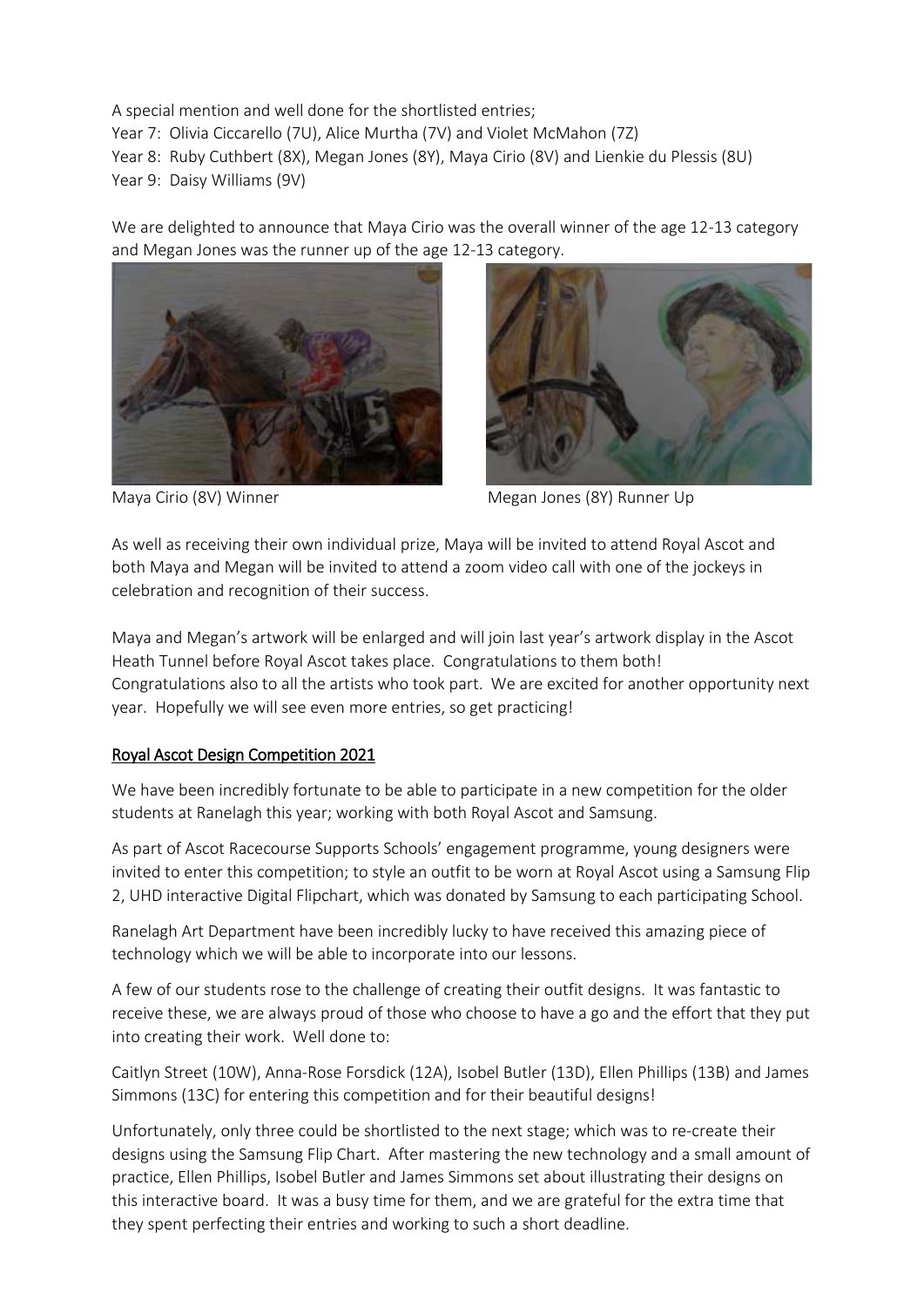A special mention and well done for the shortlisted entries;

Year 7: Olivia Ciccarello (7U), Alice Murtha (7V) and Violet McMahon (7Z)

Year 8: Ruby Cuthbert (8X), Megan Jones (8Y), Maya Cirio (8V) and Lienkie du Plessis (8U)

Year 9: Daisy Williams (9V)

We are delighted to announce that Maya Cirio was the overall winner of the age 12-13 category and Megan Jones was the runner up of the age 12-13 category.

Maya Cirio (8V) Winner

Megan Jones (8Y) Runner Up

As well as receiving their own individual prize, Maya will be invited to attend Royal Ascot and both Maya and Megan will be invited to attend a zoom video call with one of the jockeys in celebration and recognition of their success.

Maya and Megan's artwork will be enlarged and will join last year's artwork display in the Ascot Heath Tunnel before Royal Ascot takes place. Congratulations to them both! Congratulations also to all the artists who took part. We are excited for another opportunity next year. Hopefully we will see even more entries, so get practicing!

## Royal Ascot Design Competition 2021

We have been incredibly fortunate to be able to participate in a new competition for the older students at Ranelagh this year; working with both Royal Ascot and Samsung.

As part of Ascot Racecourse Supports Schools' engagement programme, young designers were invited to enter this competition; to style an outfit to be worn at Royal Ascot using a Samsung Flip 2, UHD interactive Digital Flipchart, which was donated by Samsung to each participating School.

Ranelagh Art Department have been incredibly lucky to have received this amazing piece of technology which we will be able to incorporate into our lessons.

A few of our students rose to the challenge of creating their outfit designs. It was fantastic to receive these, we are always proud of those who choose to have a go and the effort that they put into creating their work. Well done to:

Caitlyn Street (10W), Anna-Rose Forsdick (12A), Isobel Butler (13D), Ellen Phillips (13B) and James Simmons (13C) for entering this competition and for their beautiful designs!

Unfortunately, only three could be shortlisted to the next stage; which was to re-create their designs using the Samsung Flip Chart. After mastering the new technology and a small amount of practice, Ellen Phillips, Isobel Butler and James Simmons set about illustrating their designs on this interactive board. It was a busy time for them, and we are grateful for the extra time that they spent perfecting their entries and working to such a short deadline.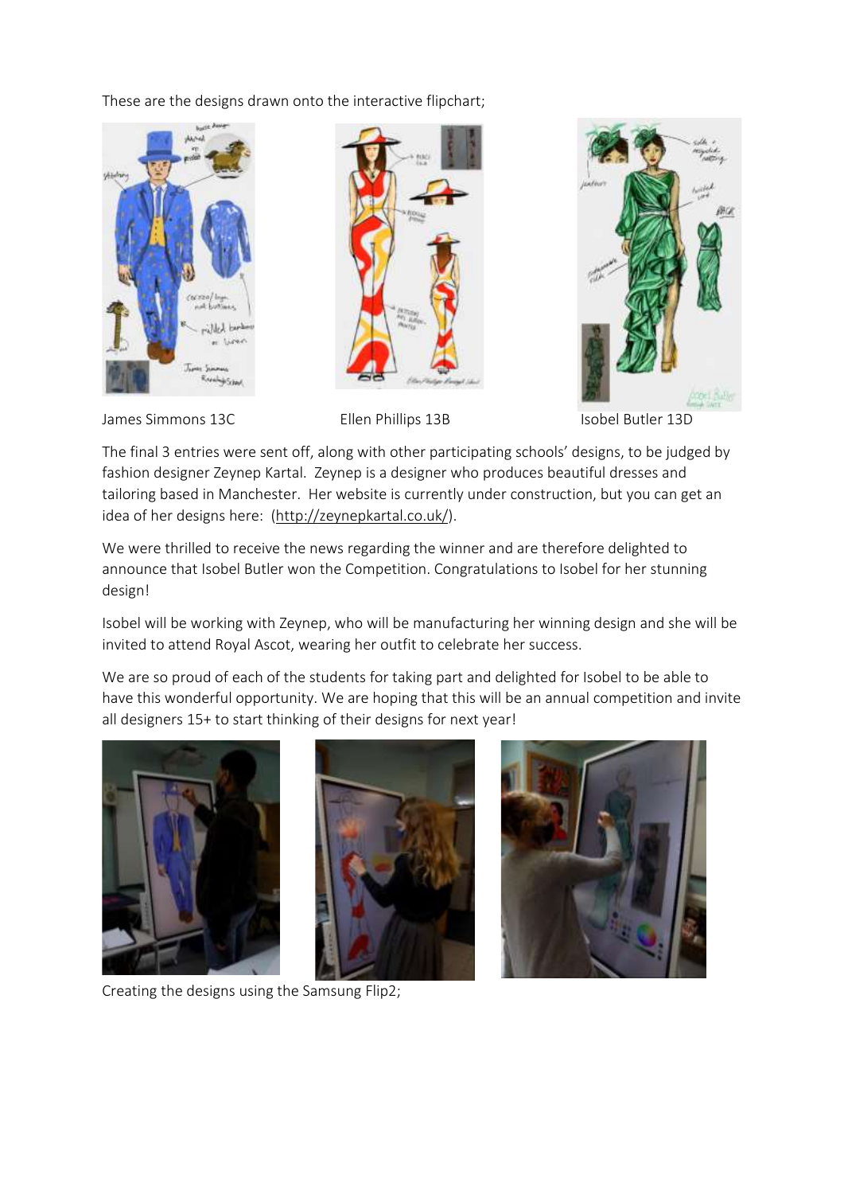These are the designs drawn onto the interactive flipchart;

James Simmons 13C

Ellen Phillips 13B

Isobel Butler 13D

The final 3 entries were sent off, along with other participating schools' designs, to be judged by fashion designer Zeynep Kartal. Zeynep is a designer who produces beautiful dresses and tailoring based in Manchester. Her website is currently under construction, but you can get an idea of her designs here: (http://zeynepkartal.co.uk/).

We were thrilled to receive the news regarding the winner and are therefore delighted to announce that Isobel Butler won the Competition. Congratulations to Isobel for her stunning design!

Isobel will be working with Zeynep, who will be manufacturing her winning design and she will be invited to attend Royal Ascot, wearing her outfit to celebrate her success.

We are so proud of each of the students for taking part and delighted for Isobel to be able to have this wonderful opportunity. We are hoping that this will be an annual competition and invite all designers 15+ to start thinking of their designs for next year!

Creating the designs using the Samsung Flip2;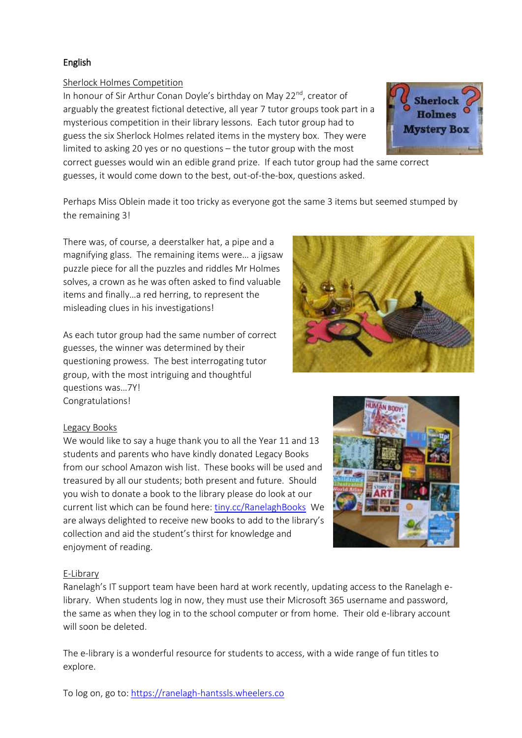## English

Sherlock Holmes Competition

In honour of Sir Arthur Conan Doyle's birthday on May 22nd, creator of arguably the greatest fictional detective, all year 7 tutor groups took part in a mysterious competition in their library lessons. Each tutor group had to guess the six Sherlock Holmes related items in the mystery box. They were limited to asking 20 yes or no questions – the tutor group with the most correct guesses would win an edible grand prize. If each tutor group had the same correct guesses, it would come down to the best, out-of-the-box, questions asked.

Perhaps Miss Oblein made it too tricky as everyone got the same 3 items but seemed stumped by the remaining 3!

There was, of course, a deerstalker hat, a pipe and a magnifying glass. The remaining items were… a jigsaw puzzle piece for all the puzzles and riddles Mr Holmes solves, a crown as he was often asked to find valuable items and finally…a red herring, to represent the misleading clues in his investigations!

As each tutor group had the same number of correct guesses, the winner was determined by their questioning prowess. The best interrogating tutor group, with the most intriguing and thoughtful questions was…7Y!
Congratulations!

Legacy Books

We would like to say a huge thank you to all the Year 11 and 13 students and parents who have kindly donated Legacy Books from our school Amazon wish list. These books will be used and treasured by all our students; both present and future. Should you wish to donate a book to the library please do look at our current list which can be found here: tiny.cc/RanelaghBooks We are always delighted to receive new books to add to the library's collection and aid the student's thirst for knowledge and enjoyment of reading.

E-Library

Ranelagh's IT support team have been hard at work recently, updating access to the Ranelagh e-library. When students log in now, they must use their Microsoft 365 username and password, the same as when they log in to the school computer or from home. Their old e-library account will soon be deleted.

The e-library is a wonderful resource for students to access, with a wide range of fun titles to explore.

To log on, go to: https://ranelagh-hantssls.wheelers.co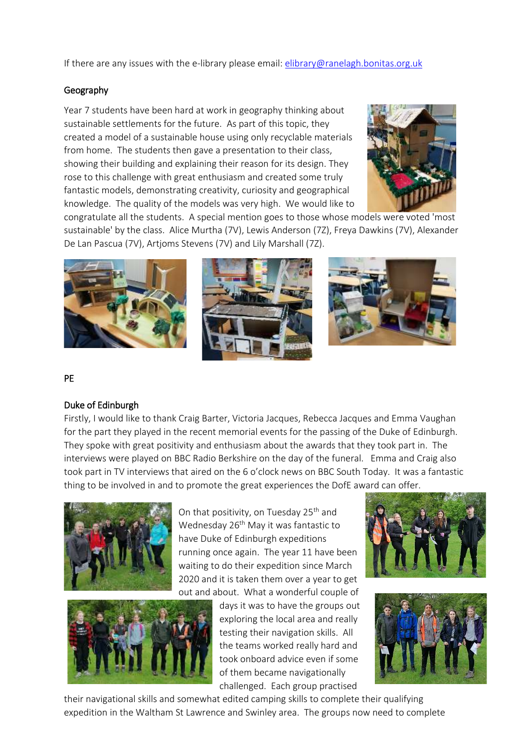If there are any issues with the e-library please email: elibrary@ranelagh.bonitas.org.uk

## Geography

Year 7 students have been hard at work in geography thinking about sustainable settlements for the future. As part of this topic, they created a model of a sustainable house using only recyclable materials from home. The students then gave a presentation to their class, showing their building and explaining their reason for its design. They rose to this challenge with great enthusiasm and created some truly fantastic models, demonstrating creativity, curiosity and geographical knowledge. The quality of the models was very high. We would like to congratulate all the students. A special mention goes to those whose models were voted 'most sustainable' by the class. Alice Murtha (7V), Lewis Anderson (7Z), Freya Dawkins (7V), Alexander De Lan Pascua (7V), Artjoms Stevens (7V) and Lily Marshall (7Z).

## PE

### Duke of Edinburgh

Firstly, I would like to thank Craig Barter, Victoria Jacques, Rebecca Jacques and Emma Vaughan for the part they played in the recent memorial events for the passing of the Duke of Edinburgh. They spoke with great positivity and enthusiasm about the awards that they took part in. The interviews were played on BBC Radio Berkshire on the day of the funeral. Emma and Craig also took part in TV interviews that aired on the 6 o'clock news on BBC South Today. It was a fantastic thing to be involved in and to promote the great experiences the DofE award can offer.

On that positivity, on Tuesday 25th and Wednesday 26th May it was fantastic to have Duke of Edinburgh expeditions running once again. The year 11 have been waiting to do their expedition since March 2020 and it is taken them over a year to get out and about. What a wonderful couple of days it was to have the groups out exploring the local area and really testing their navigation skills. All the teams worked really hard and took onboard advice even if some of them became navigationally challenged. Each group practised their navigational skills and somewhat edited camping skills to complete their qualifying expedition in the Waltham St Lawrence and Swinley area. The groups now need to complete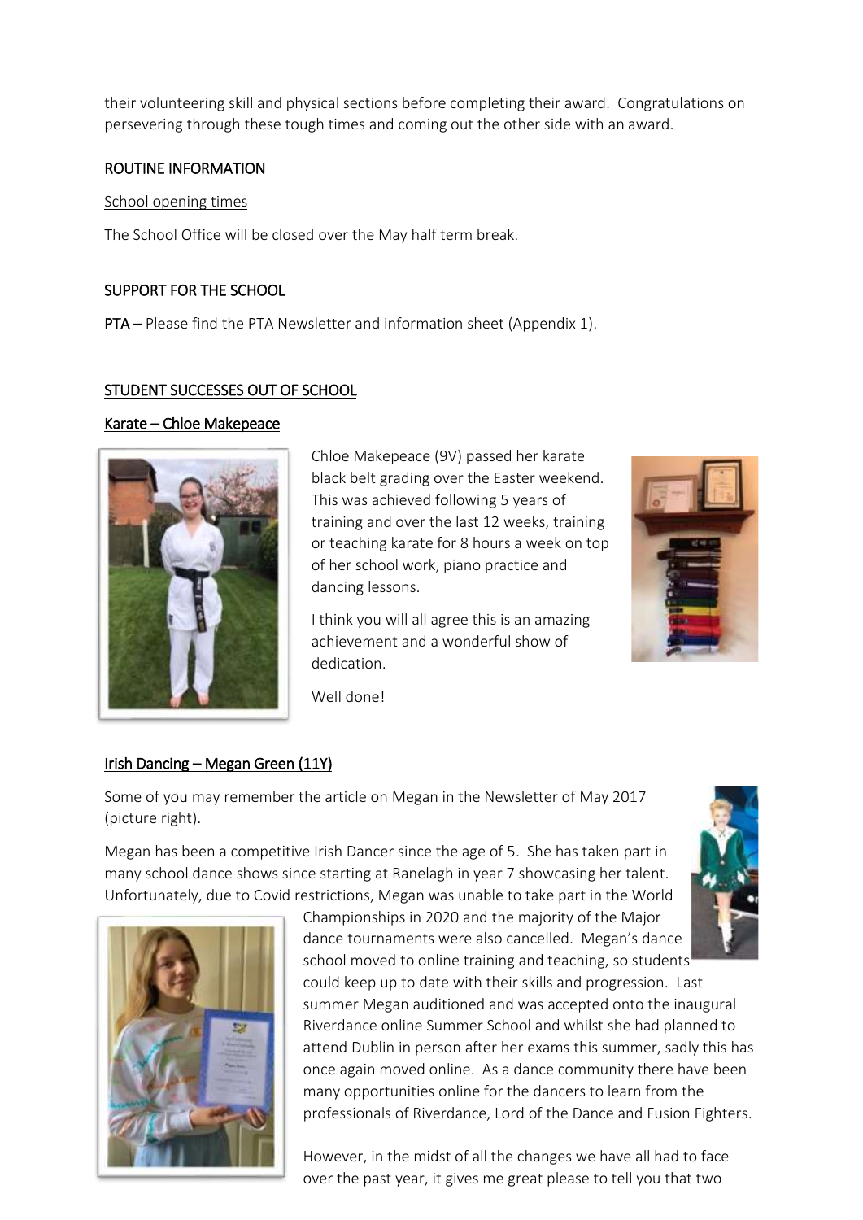their volunteering skill and physical sections before completing their award. Congratulations on persevering through these tough times and coming out the other side with an award.

## ROUTINE INFORMATION

### School opening times

The School Office will be closed over the May half term break.

## SUPPORT FOR THE SCHOOL

**PTA –** Please find the PTA Newsletter and information sheet (Appendix 1).

## STUDENT SUCCESSES OUT OF SCHOOL

### Karate – Chloe Makepeace

Chloe Makepeace (9V) passed her karate black belt grading over the Easter weekend. This was achieved following 5 years of training and over the last 12 weeks, training or teaching karate for 8 hours a week on top of her school work, piano practice and dancing lessons.

I think you will all agree this is an amazing achievement and a wonderful show of dedication.

Well done!

### Irish Dancing – Megan Green (11Y)

Some of you may remember the article on Megan in the Newsletter of May 2017 (picture right).

Megan has been a competitive Irish Dancer since the age of 5. She has taken part in many school dance shows since starting at Ranelagh in year 7 showcasing her talent. Unfortunately, due to Covid restrictions, Megan was unable to take part in the World Championships in 2020 and the majority of the Major dance tournaments were also cancelled. Megan's dance school moved to online training and teaching, so students could keep up to date with their skills and progression. Last summer Megan auditioned and was accepted onto the inaugural Riverdance online Summer School and whilst she had planned to attend Dublin in person after her exams this summer, sadly this has once again moved online. As a dance community there have been many opportunities online for the dancers to learn from the professionals of Riverdance, Lord of the Dance and Fusion Fighters.

However, in the midst of all the changes we have all had to face over the past year, it gives me great please to tell you that two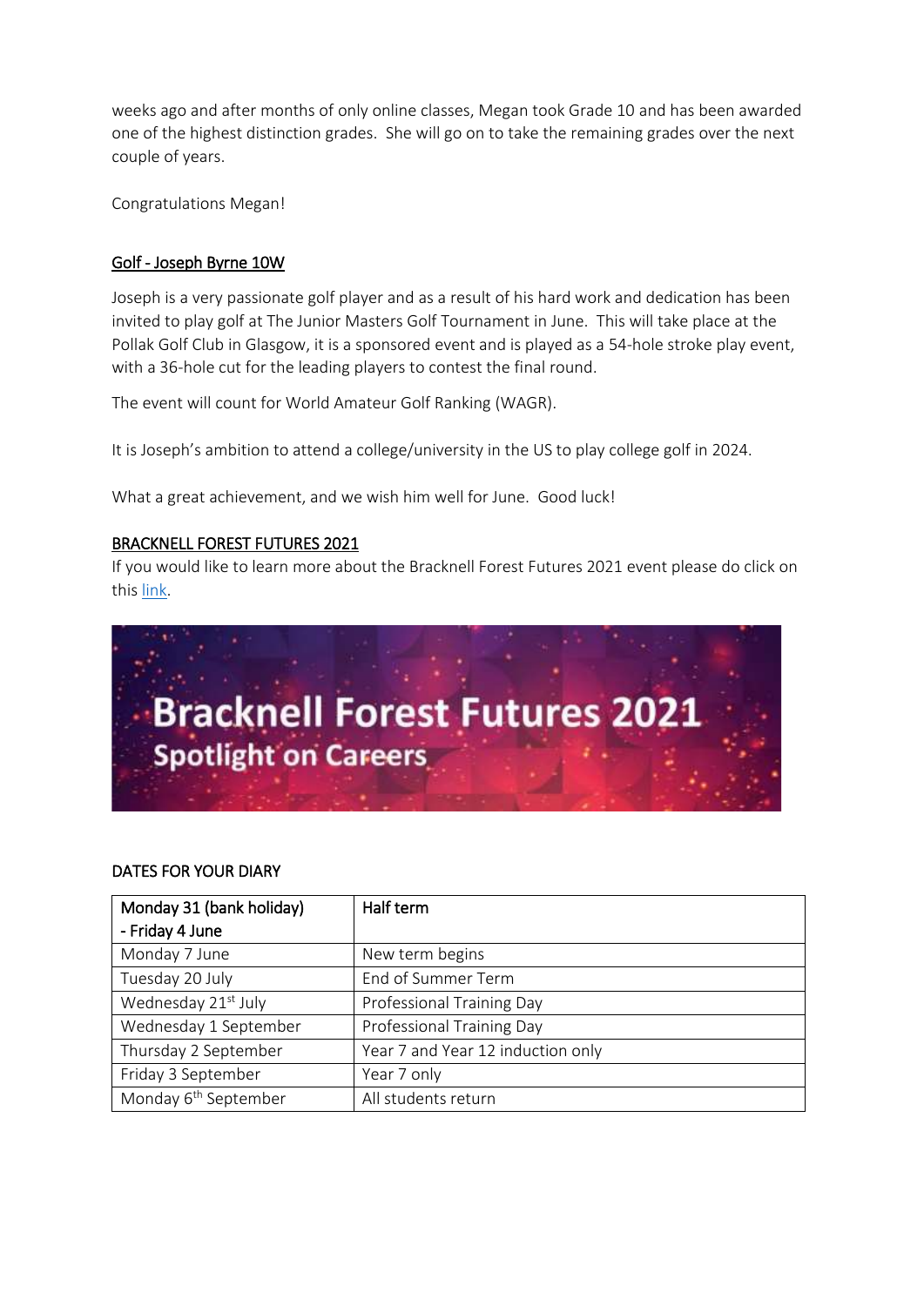weeks ago and after months of only online classes, Megan took Grade 10 and has been awarded one of the highest distinction grades. She will go on to take the remaining grades over the next couple of years.

Congratulations Megan!

### Golf - Joseph Byrne 10W

Joseph is a very passionate golf player and as a result of his hard work and dedication has been invited to play golf at The Junior Masters Golf Tournament in June. This will take place at the Pollak Golf Club in Glasgow, it is a sponsored event and is played as a 54-hole stroke play event, with a 36-hole cut for the leading players to contest the final round.

The event will count for World Amateur Golf Ranking (WAGR).

It is Joseph's ambition to attend a college/university in the US to play college golf in 2024.

What a great achievement, and we wish him well for June. Good luck!

### BRACKNELL FOREST FUTURES 2021

If you would like to learn more about the Bracknell Forest Futures 2021 event please do click on this link.

Bracknell Forest Futures 2021
Spotlight on Careers

### DATES FOR YOUR DIARY

| **Monday 31 (bank holiday) - Friday 4 June** | **Half term** |
|---|---|
| Monday 7 June | New term begins |
| Tuesday 20 July | End of Summer Term |
| Wednesday 21st July | Professional Training Day |
| Wednesday 1 September | Professional Training Day |
| Thursday 2 September | Year 7 and Year 12 induction only |
| Friday 3 September | Year 7 only |
| Monday 6th September | All students return |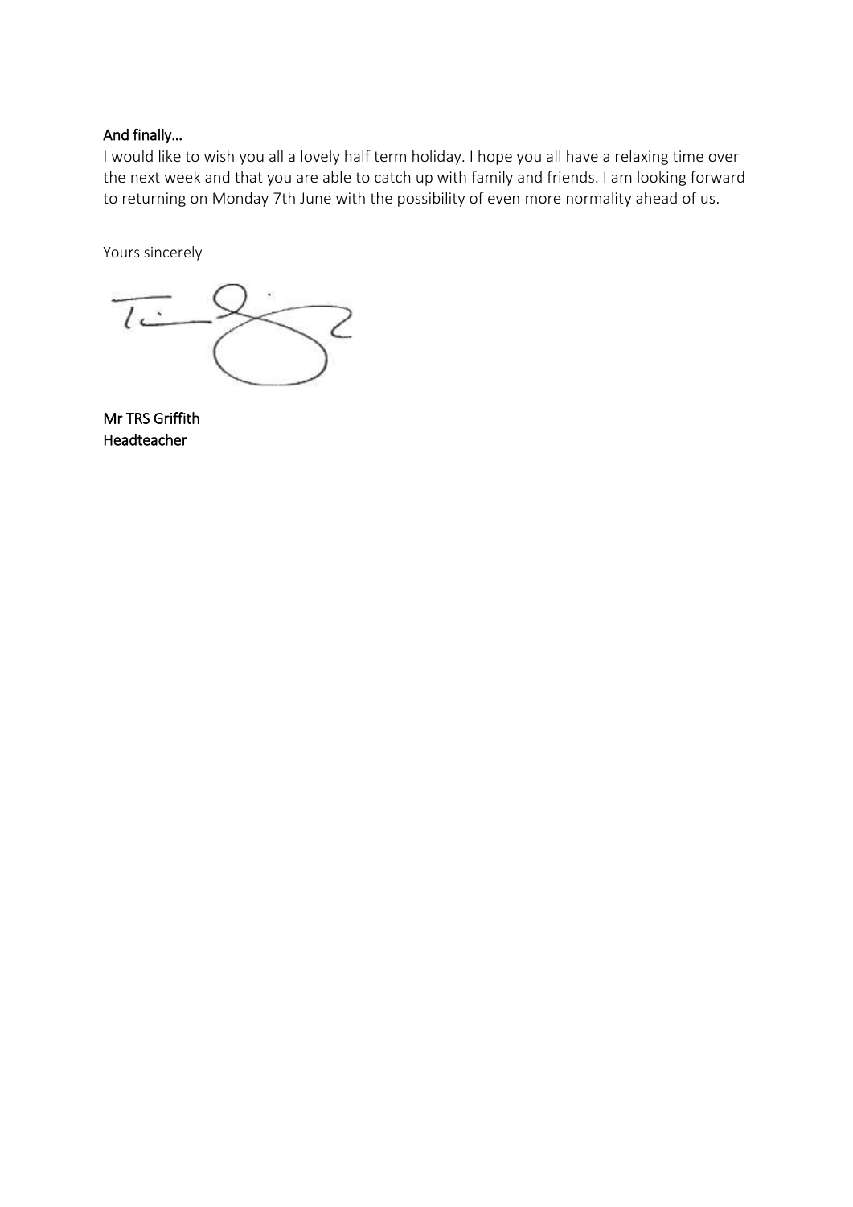**And finally…**

I would like to wish you all a lovely half term holiday. I hope you all have a relaxing time over the next week and that you are able to catch up with family and friends. I am looking forward to returning on Monday 7th June with the possibility of even more normality ahead of us.

Yours sincerely

**Mr TRS Griffith**
**Headteacher**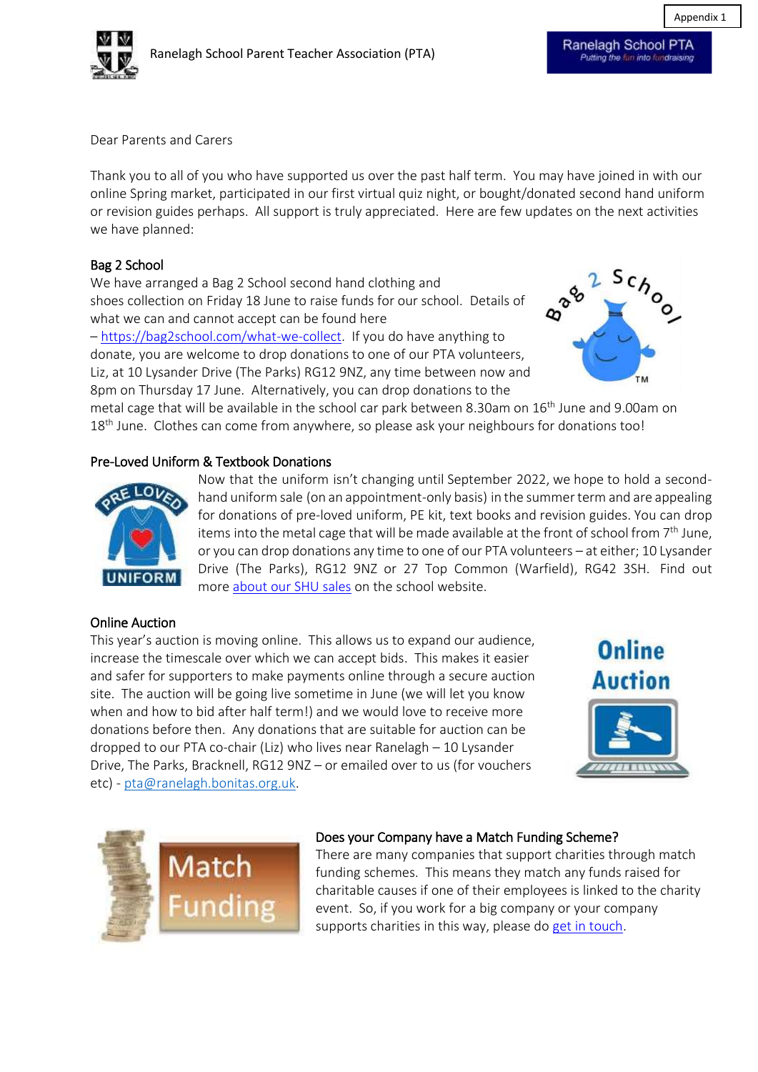Appendix 1

Ranelagh School Parent Teacher Association (PTA)

Ranelagh School PTA
*Putting the fun into fundraising*

Dear Parents and Carers

Thank you to all of you who have supported us over the past half term. You may have joined in with our online Spring market, participated in our first virtual quiz night, or bought/donated second hand uniform or revision guides perhaps. All support is truly appreciated. Here are few updates on the next activities we have planned:

## Bag 2 School

We have arranged a Bag 2 School second hand clothing and shoes collection on Friday 18 June to raise funds for our school. Details of what we can and cannot accept can be found here – https://bag2school.com/what-we-collect. If you do have anything to donate, you are welcome to drop donations to one of our PTA volunteers, Liz, at 10 Lysander Drive (The Parks) RG12 9NZ, any time between now and 8pm on Thursday 17 June. Alternatively, you can drop donations to the metal cage that will be available in the school car park between 8.30am on 16th June and 9.00am on 18th June. Clothes can come from anywhere, so please ask your neighbours for donations too!

## Pre-Loved Uniform & Textbook Donations

Now that the uniform isn't changing until September 2022, we hope to hold a second-hand uniform sale (on an appointment-only basis) in the summer term and are appealing for donations of pre-loved uniform, PE kit, text books and revision guides. You can drop items into the metal cage that will be made available at the front of school from 7th June, or you can drop donations any time to one of our PTA volunteers – at either; 10 Lysander Drive (The Parks), RG12 9NZ or 27 Top Common (Warfield), RG42 3SH. Find out more about our SHU sales on the school website.

## Online Auction

This year's auction is moving online. This allows us to expand our audience, increase the timescale over which we can accept bids. This makes it easier and safer for supporters to make payments online through a secure auction site. The auction will be going live sometime in June (we will let you know when and how to bid after half term!) and we would love to receive more donations before then. Any donations that are suitable for auction can be dropped to our PTA co-chair (Liz) who lives near Ranelagh – 10 Lysander Drive, The Parks, Bracknell, RG12 9NZ – or emailed over to us (for vouchers etc) - pta@ranelagh.bonitas.org.uk.

## Does your Company have a Match Funding Scheme?

There are many companies that support charities through match funding schemes. This means they match any funds raised for charitable causes if one of their employees is linked to the charity event. So, if you work for a big company or your company supports charities in this way, please do get in touch.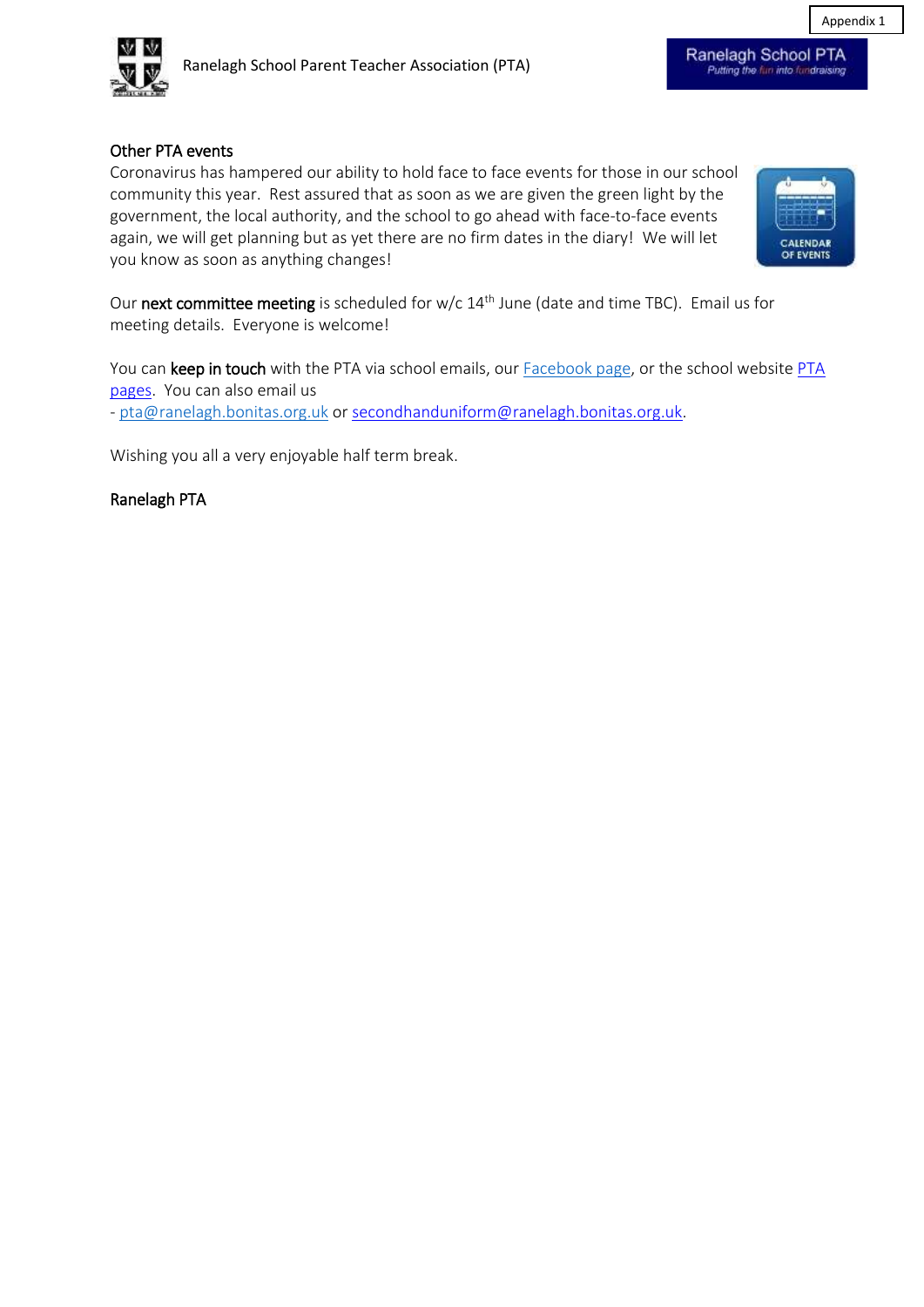Appendix 1

Ranelagh School Parent Teacher Association (PTA)

## Other PTA events

Coronavirus has hampered our ability to hold face to face events for those in our school community this year. Rest assured that as soon as we are given the green light by the government, the local authority, and the school to go ahead with face-to-face events again, we will get planning but as yet there are no firm dates in the diary! We will let you know as soon as anything changes!

Our **next committee meeting** is scheduled for w/c 14th June (date and time TBC). Email us for meeting details. Everyone is welcome!

You can **keep in touch** with the PTA via school emails, our Facebook page, or the school website PTA pages. You can also email us - pta@ranelagh.bonitas.org.uk or secondhanduniform@ranelagh.bonitas.org.uk.

Wishing you all a very enjoyable half term break.

Ranelagh PTA